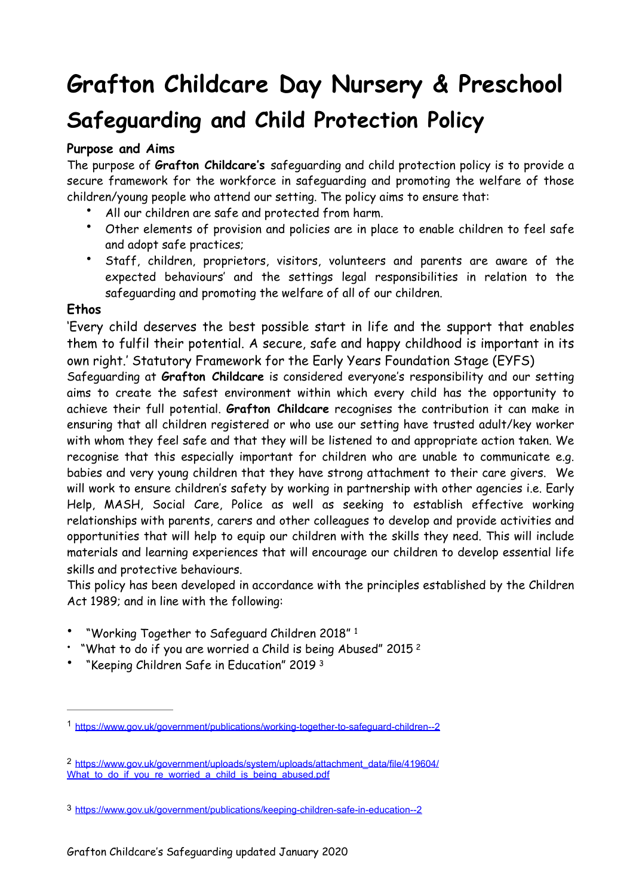# Grafton Childcare Day Nursery & Preschool

# Safeguarding and Child Protection Policy

### Purpose and Aims

The purpose of **Grafton Childcare's** safeguarding and child protection policy is to provide a secure framework for the workforce in safeguarding and promoting the welfare of those children/young people who attend our setting. The policy aims to ensure that:

- All our children are safe and protected from harm.
- Other elements of provision and policies are in place to enable children to feel safe and adopt safe practices;
- Staff, children, proprietors, visitors, volunteers and parents are aware of the expected behaviours' and the settings legal responsibilities in relation to the safeguarding and promoting the welfare of all of our children.

### Ethos

'Every child deserves the best possible start in life and the support that enables them to fulfil their potential. A secure, safe and happy childhood is important in its own right.' Statutory Framework for the Early Years Foundation Stage (EYFS)

Safeguarding at **Grafton Childcare** is considered everyone's responsibility and our setting aims to create the safest environment within which every child has the opportunity to achieve their full potential. **Grafton Childcare** recognises the contribution it can make in ensuring that all children registered or who use our setting have trusted adult/key worker with whom they feel safe and that they will be listened to and appropriate action taken. We recognise that this especially important for children who are unable to communicate e.g. babies and very young children that they have strong attachment to their care givers. We will work to ensure children's safety by working in partnership with other agencies i.e. Early Help, MASH, Social Care, Police as well as seeking to establish effective working relationships with parents, carers and other colleagues to develop and provide activities and opportunities that will help to equip our children with the skills they need. This will include materials and learning experiences that will encourage our children to develop essential life skills and protective behaviours.

This policy has been developed in accordance with the principles established by the Children Act 1989; and in line with the following:

- "Working Together to Safeguard Children 2018" [1]
- "What to do if you are worried a Child is being Abused" 2015 [2]
- "Keeping Children Safe in Education" 2019 [3]

---

[1] https://www.gov.uk/government/publications/working-together-to-safeguard-children--2

[2] https://www.gov.uk/government/uploads/system/uploads/attachment_data/file/419604/What_to_do_if_you_re_worried_a_child_is_being_abused.pdf

[3] https://www.gov.uk/government/publications/keeping-children-safe-in-education--2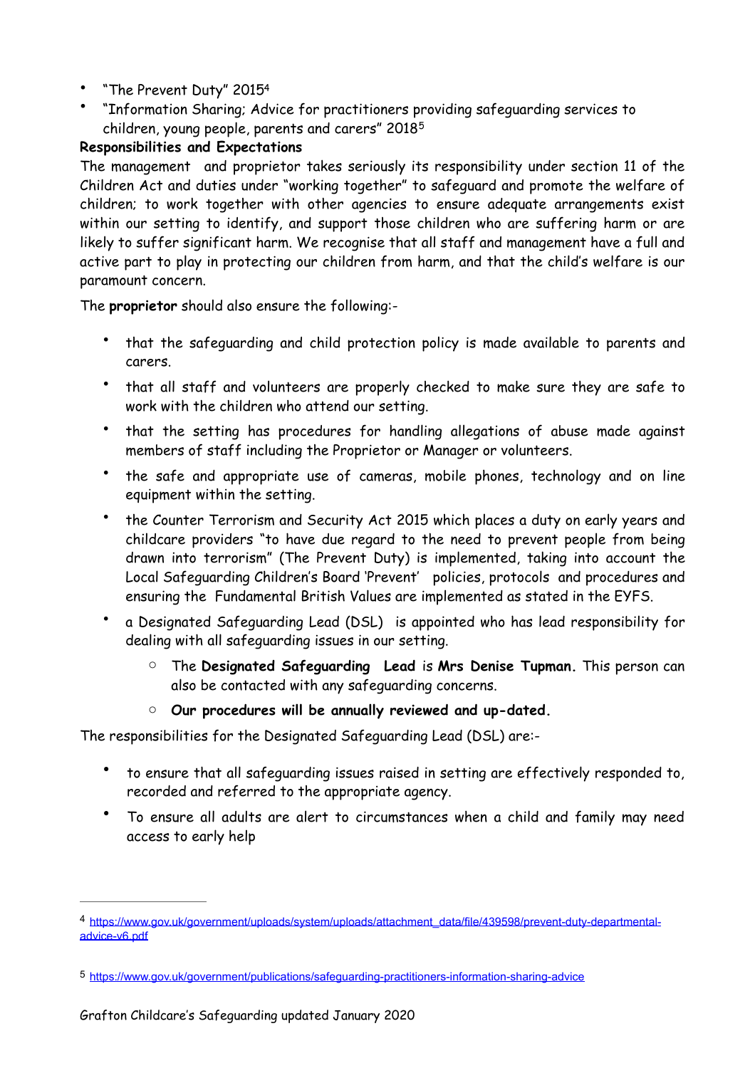- "The Prevent Duty" 2015[4]
- "Information Sharing; Advice for practitioners providing safeguarding services to children, young people, parents and carers" 2018[5]

**Responsibilities and Expectations**

The management and proprietor takes seriously its responsibility under section 11 of the Children Act and duties under "working together" to safeguard and promote the welfare of children; to work together with other agencies to ensure adequate arrangements exist within our setting to identify, and support those children who are suffering harm or are likely to suffer significant harm. We recognise that all staff and management have a full and active part to play in protecting our children from harm, and that the child's welfare is our paramount concern.

The **proprietor** should also ensure the following:-

- that the safeguarding and child protection policy is made available to parents and carers.
- that all staff and volunteers are properly checked to make sure they are safe to work with the children who attend our setting.
- that the setting has procedures for handling allegations of abuse made against members of staff including the Proprietor or Manager or volunteers.
- the safe and appropriate use of cameras, mobile phones, technology and on line equipment within the setting.
- the Counter Terrorism and Security Act 2015 which places a duty on early years and childcare providers "to have due regard to the need to prevent people from being drawn into terrorism" (The Prevent Duty) is implemented, taking into account the Local Safeguarding Children's Board 'Prevent' policies, protocols and procedures and ensuring the Fundamental British Values are implemented as stated in the EYFS.
- a Designated Safeguarding Lead (DSL) is appointed who has lead responsibility for dealing with all safeguarding issues in our setting.
    - The **Designated Safeguarding Lead** is **Mrs Denise Tupman.** This person can also be contacted with any safeguarding concerns.
    - **Our procedures will be annually reviewed and up-dated.**

The responsibilities for the Designated Safeguarding Lead (DSL) are:-

- to ensure that all safeguarding issues raised in setting are effectively responded to, recorded and referred to the appropriate agency.
- To ensure all adults are alert to circumstances when a child and family may need access to early help

---

[4] https://www.gov.uk/government/uploads/system/uploads/attachment_data/file/439598/prevent-duty-departmental-advice-v6.pdf

[5] https://www.gov.uk/government/publications/safeguarding-practitioners-information-sharing-advice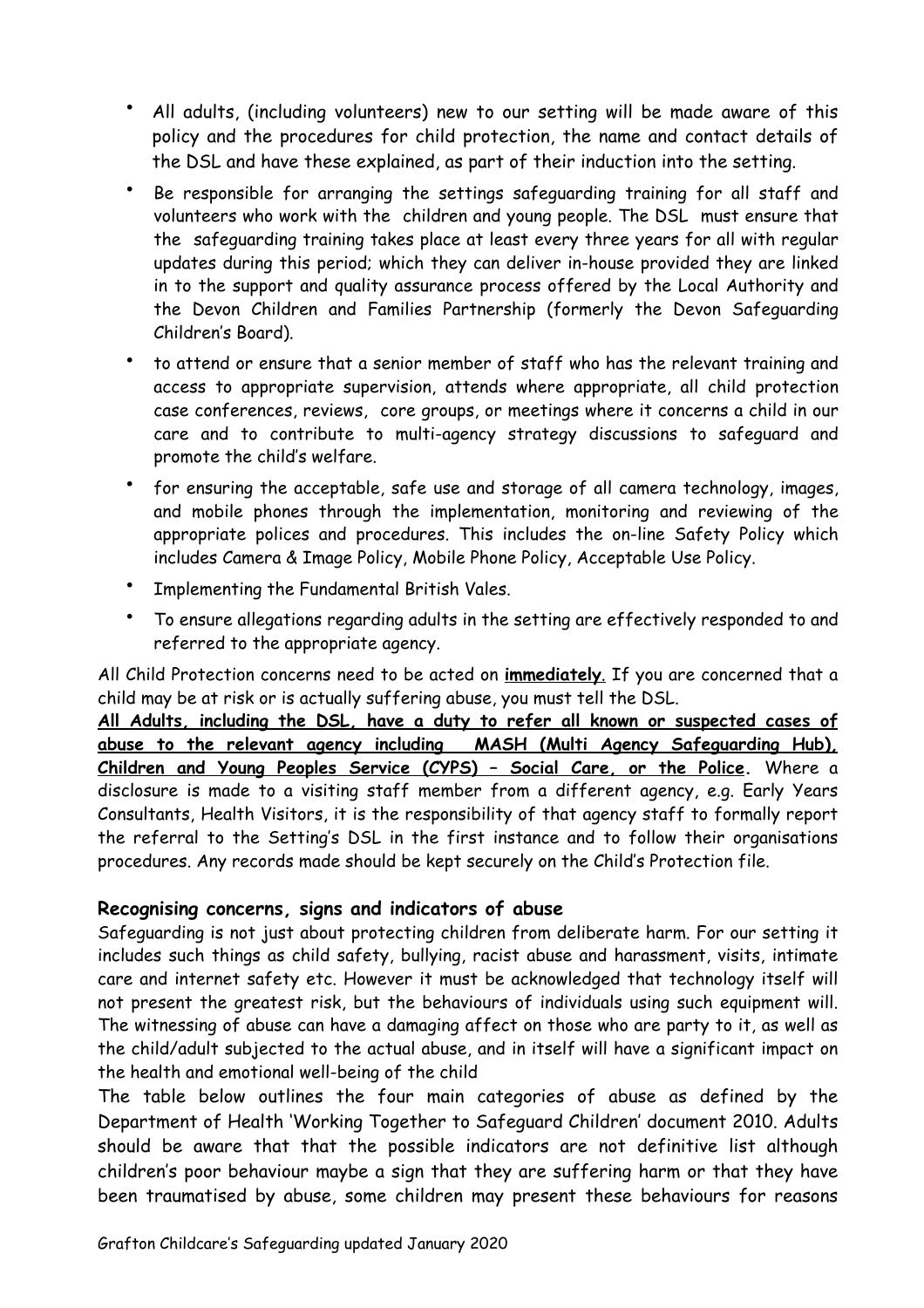- All adults, (including volunteers) new to our setting will be made aware of this policy and the procedures for child protection, the name and contact details of the DSL and have these explained, as part of their induction into the setting.
- Be responsible for arranging the settings safeguarding training for all staff and volunteers who work with the children and young people. The DSL must ensure that the safeguarding training takes place at least every three years for all with regular updates during this period; which they can deliver in-house provided they are linked in to the support and quality assurance process offered by the Local Authority and the Devon Children and Families Partnership (formerly the Devon Safeguarding Children's Board).
- to attend or ensure that a senior member of staff who has the relevant training and access to appropriate supervision, attends where appropriate, all child protection case conferences, reviews, core groups, or meetings where it concerns a child in our care and to contribute to multi-agency strategy discussions to safeguard and promote the child's welfare.
- for ensuring the acceptable, safe use and storage of all camera technology, images, and mobile phones through the implementation, monitoring and reviewing of the appropriate polices and procedures. This includes the on-line Safety Policy which includes Camera & Image Policy, Mobile Phone Policy, Acceptable Use Policy.
- Implementing the Fundamental British Vales.
- To ensure allegations regarding adults in the setting are effectively responded to and referred to the appropriate agency.

All Child Protection concerns need to be acted on **immediately**. If you are concerned that a child may be at risk or is actually suffering abuse, you must tell the DSL.

**All Adults, including the DSL, have a duty to refer all known or suspected cases of abuse to the relevant agency including MASH (Multi Agency Safeguarding Hub), Children and Young Peoples Service (CYPS) – Social Care, or the Police.** Where a disclosure is made to a visiting staff member from a different agency, e.g. Early Years Consultants, Health Visitors, it is the responsibility of that agency staff to formally report the referral to the Setting's DSL in the first instance and to follow their organisations procedures. Any records made should be kept securely on the Child's Protection file.

**Recognising concerns, signs and indicators of abuse**

Safeguarding is not just about protecting children from deliberate harm. For our setting it includes such things as child safety, bullying, racist abuse and harassment, visits, intimate care and internet safety etc. However it must be acknowledged that technology itself will not present the greatest risk, but the behaviours of individuals using such equipment will. The witnessing of abuse can have a damaging affect on those who are party to it, as well as the child/adult subjected to the actual abuse, and in itself will have a significant impact on the health and emotional well-being of the child

The table below outlines the four main categories of abuse as defined by the Department of Health 'Working Together to Safeguard Children' document 2010. Adults should be aware that that the possible indicators are not definitive list although children's poor behaviour maybe a sign that they are suffering harm or that they have been traumatised by abuse, some children may present these behaviours for reasons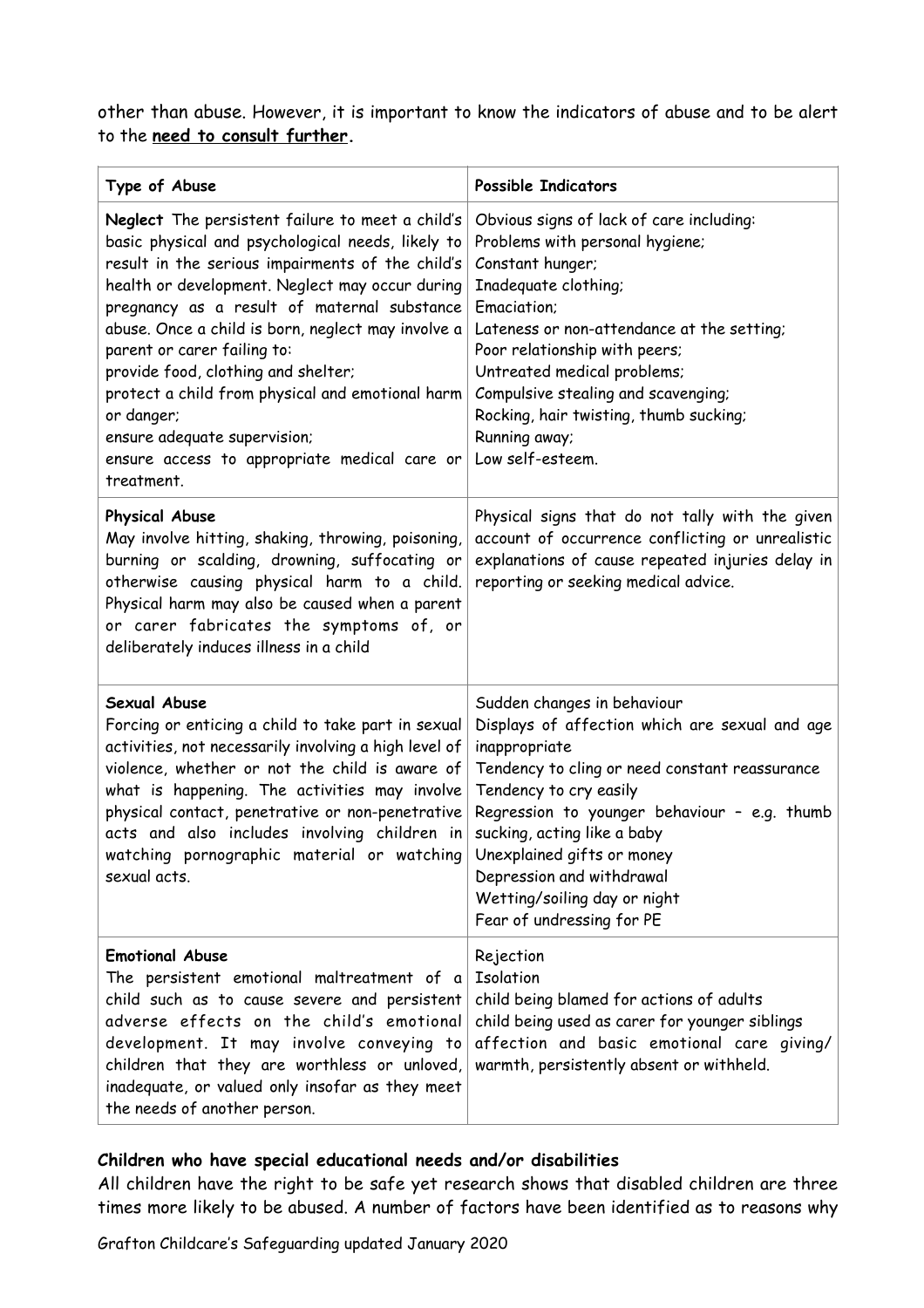other than abuse. However, it is important to know the indicators of abuse and to be alert to the **need to consult further.**

| Type of Abuse | Possible Indicators |
| --- | --- |
| **Neglect** The persistent failure to meet a child's basic physical and psychological needs, likely to result in the serious impairments of the child's health or development. Neglect may occur during pregnancy as a result of maternal substance abuse. Once a child is born, neglect may involve a parent or carer failing to:<br>provide food, clothing and shelter;<br>protect a child from physical and emotional harm or danger;<br>ensure adequate supervision;<br>ensure access to appropriate medical care or treatment. | Obvious signs of lack of care including:<br>Problems with personal hygiene;<br>Constant hunger;<br>Inadequate clothing;<br>Emaciation;<br>Lateness or non-attendance at the setting;<br>Poor relationship with peers;<br>Untreated medical problems;<br>Compulsive stealing and scavenging;<br>Rocking, hair twisting, thumb sucking;<br>Running away;<br>Low self-esteem. |
| **Physical Abuse**<br>May involve hitting, shaking, throwing, poisoning, burning or scalding, drowning, suffocating or otherwise causing physical harm to a child. Physical harm may also be caused when a parent or carer fabricates the symptoms of, or deliberately induces illness in a child | Physical signs that do not tally with the given account of occurrence conflicting or unrealistic explanations of cause repeated injuries delay in reporting or seeking medical advice. |
| **Sexual Abuse**<br>Forcing or enticing a child to take part in sexual activities, not necessarily involving a high level of violence, whether or not the child is aware of what is happening. The activities may involve physical contact, penetrative or non-penetrative acts and also includes involving children in watching pornographic material or watching sexual acts. | Sudden changes in behaviour<br>Displays of affection which are sexual and age inappropriate<br>Tendency to cling or need constant reassurance<br>Tendency to cry easily<br>Regression to younger behaviour – e.g. thumb sucking, acting like a baby<br>Unexplained gifts or money<br>Depression and withdrawal<br>Wetting/soiling day or night<br>Fear of undressing for PE |
| **Emotional Abuse**<br>The persistent emotional maltreatment of a child such as to cause severe and persistent adverse effects on the child's emotional development. It may involve conveying to children that they are worthless or unloved, inadequate, or valued only insofar as they meet the needs of another person. | Rejection<br>Isolation<br>child being blamed for actions of adults<br>child being used as carer for younger siblings<br>affection and basic emotional care giving/ warmth, persistently absent or withheld. |

### Children who have special educational needs and/or disabilities

All children have the right to be safe yet research shows that disabled children are three times more likely to be abused. A number of factors have been identified as to reasons why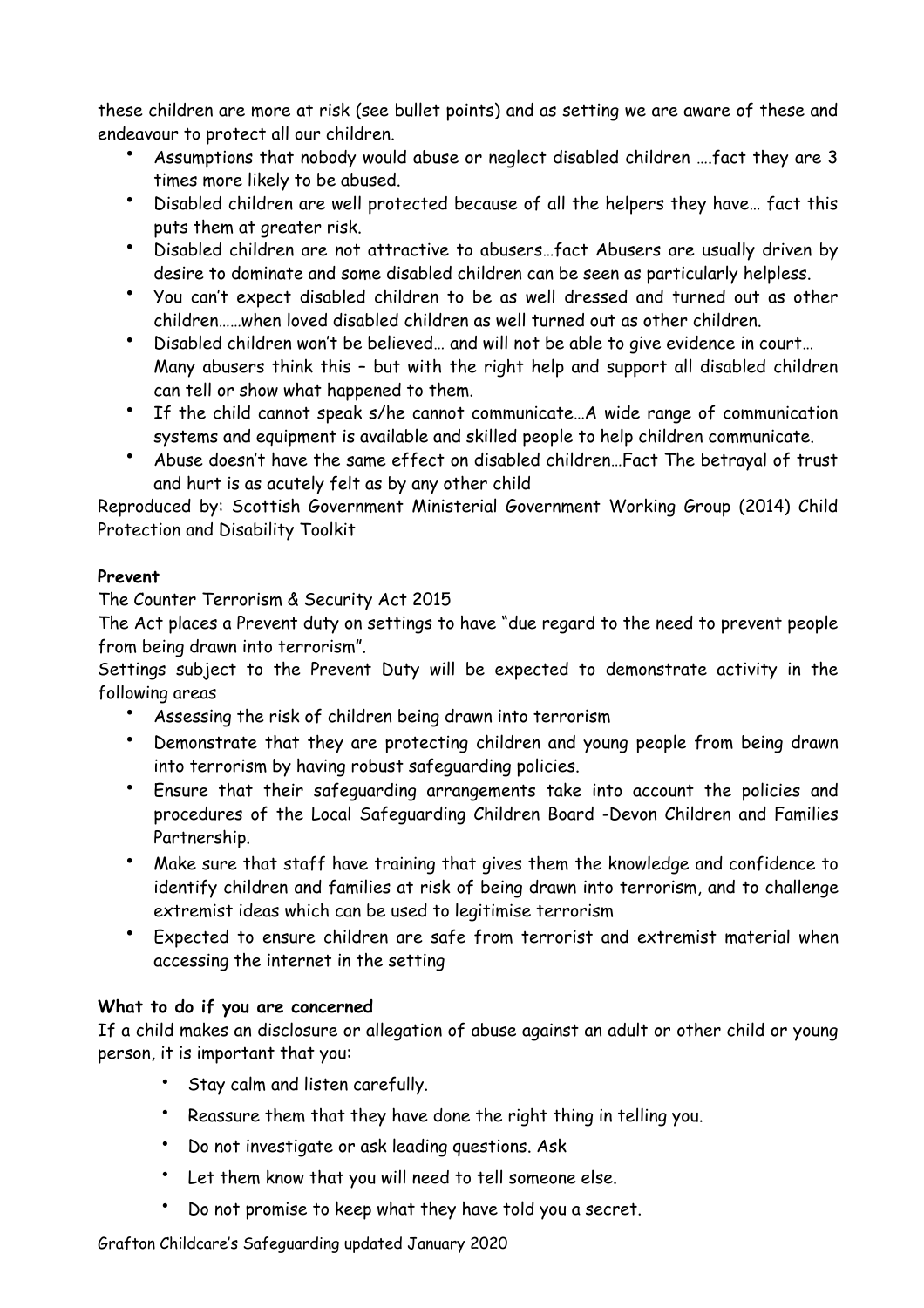these children are more at risk (see bullet points) and as setting we are aware of these and endeavour to protect all our children.

- Assumptions that nobody would abuse or neglect disabled children ….fact they are 3 times more likely to be abused.
- Disabled children are well protected because of all the helpers they have… fact this puts them at greater risk.
- Disabled children are not attractive to abusers…fact Abusers are usually driven by desire to dominate and some disabled children can be seen as particularly helpless.
- You can't expect disabled children to be as well dressed and turned out as other children……when loved disabled children as well turned out as other children.
- Disabled children won't be believed… and will not be able to give evidence in court… Many abusers think this – but with the right help and support all disabled children can tell or show what happened to them.
- If the child cannot speak s/he cannot communicate…A wide range of communication systems and equipment is available and skilled people to help children communicate.
- Abuse doesn't have the same effect on disabled children…Fact The betrayal of trust and hurt is as acutely felt as by any other child

Reproduced by: Scottish Government Ministerial Government Working Group (2014) Child Protection and Disability Toolkit

**Prevent**

The Counter Terrorism & Security Act 2015

The Act places a Prevent duty on settings to have "due regard to the need to prevent people from being drawn into terrorism".

Settings subject to the Prevent Duty will be expected to demonstrate activity in the following areas

- Assessing the risk of children being drawn into terrorism
- Demonstrate that they are protecting children and young people from being drawn into terrorism by having robust safeguarding policies.
- Ensure that their safeguarding arrangements take into account the policies and procedures of the Local Safeguarding Children Board -Devon Children and Families Partnership.
- Make sure that staff have training that gives them the knowledge and confidence to identify children and families at risk of being drawn into terrorism, and to challenge extremist ideas which can be used to legitimise terrorism
- Expected to ensure children are safe from terrorist and extremist material when accessing the internet in the setting

**What to do if you are concerned**

If a child makes an disclosure or allegation of abuse against an adult or other child or young person, it is important that you:

- Stay calm and listen carefully.
- Reassure them that they have done the right thing in telling you.
- Do not investigate or ask leading questions. Ask
- Let them know that you will need to tell someone else.
- Do not promise to keep what they have told you a secret.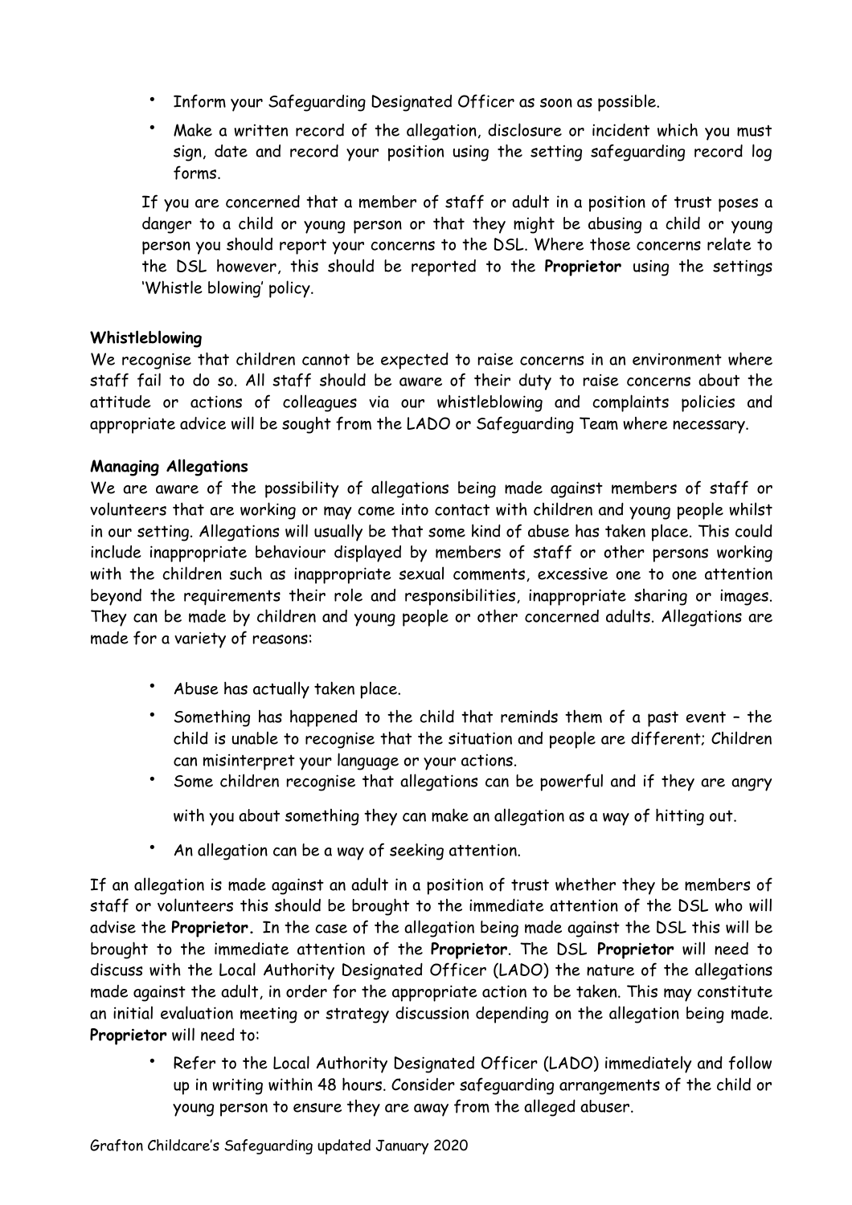- Inform your Safeguarding Designated Officer as soon as possible.
- Make a written record of the allegation, disclosure or incident which you must sign, date and record your position using the setting safeguarding record log forms.

If you are concerned that a member of staff or adult in a position of trust poses a danger to a child or young person or that they might be abusing a child or young person you should report your concerns to the DSL. Where those concerns relate to the DSL however, this should be reported to the **Proprietor** using the settings 'Whistle blowing' policy.

**Whistleblowing**

We recognise that children cannot be expected to raise concerns in an environment where staff fail to do so. All staff should be aware of their duty to raise concerns about the attitude or actions of colleagues via our whistleblowing and complaints policies and appropriate advice will be sought from the LADO or Safeguarding Team where necessary.

**Managing Allegations**

We are aware of the possibility of allegations being made against members of staff or volunteers that are working or may come into contact with children and young people whilst in our setting. Allegations will usually be that some kind of abuse has taken place. This could include inappropriate behaviour displayed by members of staff or other persons working with the children such as inappropriate sexual comments, excessive one to one attention beyond the requirements their role and responsibilities, inappropriate sharing or images. They can be made by children and young people or other concerned adults. Allegations are made for a variety of reasons:

- Abuse has actually taken place.
- Something has happened to the child that reminds them of a past event – the child is unable to recognise that the situation and people are different; Children can misinterpret your language or your actions.
- Some children recognise that allegations can be powerful and if they are angry with you about something they can make an allegation as a way of hitting out.
- An allegation can be a way of seeking attention.

If an allegation is made against an adult in a position of trust whether they be members of staff or volunteers this should be brought to the immediate attention of the DSL who will advise the **Proprietor.** In the case of the allegation being made against the DSL this will be brought to the immediate attention of the **Proprietor**. The DSL **Proprietor** will need to discuss with the Local Authority Designated Officer (LADO) the nature of the allegations made against the adult, in order for the appropriate action to be taken. This may constitute an initial evaluation meeting or strategy discussion depending on the allegation being made. **Proprietor** will need to:

- Refer to the Local Authority Designated Officer (LADO) immediately and follow up in writing within 48 hours. Consider safeguarding arrangements of the child or young person to ensure they are away from the alleged abuser.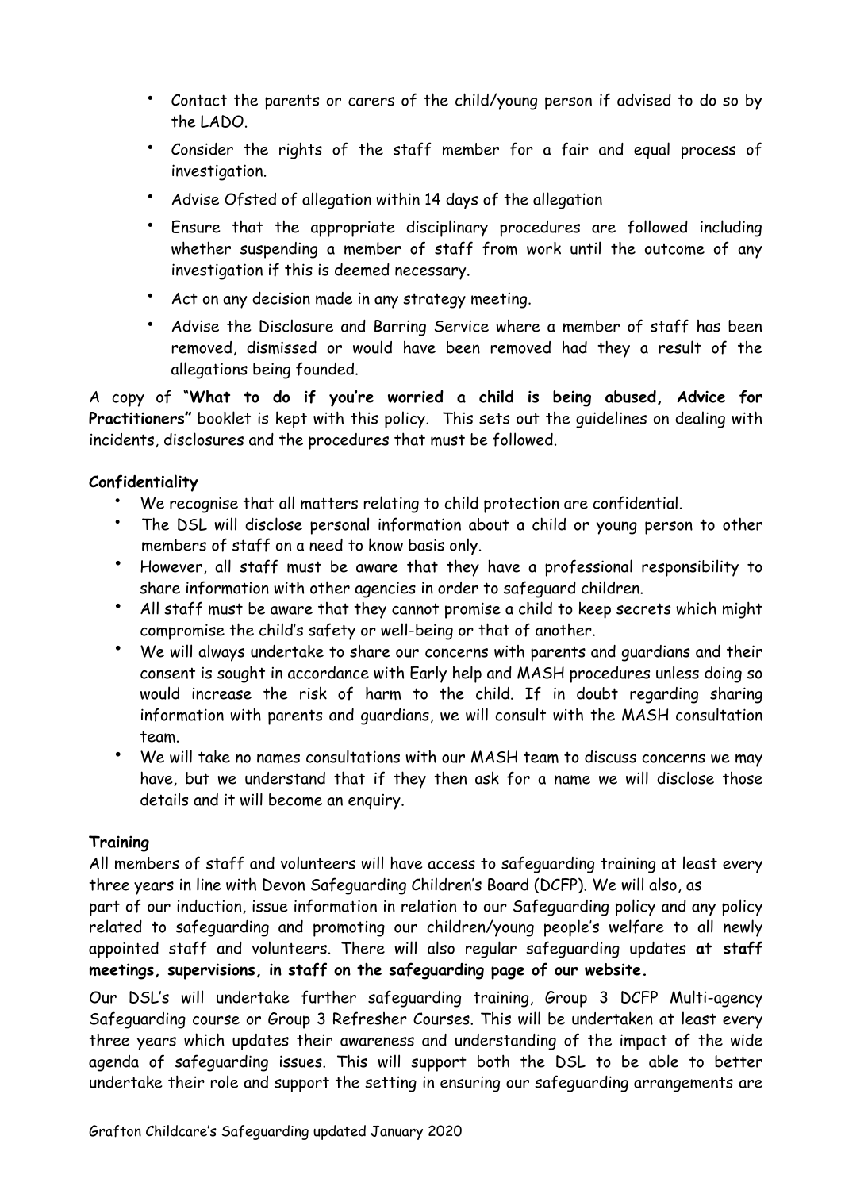- Contact the parents or carers of the child/young person if advised to do so by the LADO.
- Consider the rights of the staff member for a fair and equal process of investigation.
- Advise Ofsted of allegation within 14 days of the allegation
- Ensure that the appropriate disciplinary procedures are followed including whether suspending a member of staff from work until the outcome of any investigation if this is deemed necessary.
- Act on any decision made in any strategy meeting.
- Advise the Disclosure and Barring Service where a member of staff has been removed, dismissed or would have been removed had they a result of the allegations being founded.

A copy of "**What to do if you're worried a child is being abused, Advice for Practitioners"** booklet is kept with this policy. This sets out the guidelines on dealing with incidents, disclosures and the procedures that must be followed.

**Confidentiality**

- We recognise that all matters relating to child protection are confidential.
- The DSL will disclose personal information about a child or young person to other members of staff on a need to know basis only.
- However, all staff must be aware that they have a professional responsibility to share information with other agencies in order to safeguard children.
- All staff must be aware that they cannot promise a child to keep secrets which might compromise the child's safety or well-being or that of another.
- We will always undertake to share our concerns with parents and guardians and their consent is sought in accordance with Early help and MASH procedures unless doing so would increase the risk of harm to the child. If in doubt regarding sharing information with parents and guardians, we will consult with the MASH consultation team.
- We will take no names consultations with our MASH team to discuss concerns we may have, but we understand that if they then ask for a name we will disclose those details and it will become an enquiry.

**Training**

All members of staff and volunteers will have access to safeguarding training at least every three years in line with Devon Safeguarding Children's Board (DCFP). We will also, as part of our induction, issue information in relation to our Safeguarding policy and any policy related to safeguarding and promoting our children/young people's welfare to all newly appointed staff and volunteers. There will also regular safeguarding updates **at staff meetings, supervisions, in staff on the safeguarding page of our website.**

Our DSL's will undertake further safeguarding training, Group 3 DCFP Multi-agency Safeguarding course or Group 3 Refresher Courses. This will be undertaken at least every three years which updates their awareness and understanding of the impact of the wide agenda of safeguarding issues. This will support both the DSL to be able to better undertake their role and support the setting in ensuring our safeguarding arrangements are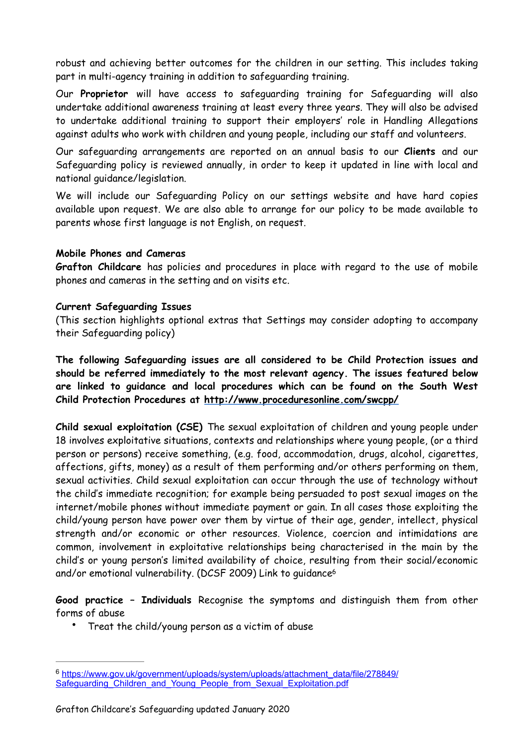robust and achieving better outcomes for the children in our setting. This includes taking part in multi-agency training in addition to safeguarding training.

Our **Proprietor** will have access to safeguarding training for Safeguarding will also undertake additional awareness training at least every three years. They will also be advised to undertake additional training to support their employers' role in Handling Allegations against adults who work with children and young people, including our staff and volunteers.

Our safeguarding arrangements are reported on an annual basis to our **Clients** and our Safeguarding policy is reviewed annually, in order to keep it updated in line with local and national guidance/legislation.

We will include our Safeguarding Policy on our settings website and have hard copies available upon request. We are also able to arrange for our policy to be made available to parents whose first language is not English, on request.

**Mobile Phones and Cameras**

**Grafton Childcare** has policies and procedures in place with regard to the use of mobile phones and cameras in the setting and on visits etc.

**Current Safeguarding Issues**

(This section highlights optional extras that Settings may consider adopting to accompany their Safeguarding policy)

**The following Safeguarding issues are all considered to be Child Protection issues and should be referred immediately to the most relevant agency. The issues featured below are linked to guidance and local procedures which can be found on the South West Child Protection Procedures at http://www.proceduresonline.com/swcpp/**

**Child sexual exploitation (CSE)** The sexual exploitation of children and young people under 18 involves exploitative situations, contexts and relationships where young people, (or a third person or persons) receive something, (e.g. food, accommodation, drugs, alcohol, cigarettes, affections, gifts, money) as a result of them performing and/or others performing on them, sexual activities. Child sexual exploitation can occur through the use of technology without the child's immediate recognition; for example being persuaded to post sexual images on the internet/mobile phones without immediate payment or gain. In all cases those exploiting the child/young person have power over them by virtue of their age, gender, intellect, physical strength and/or economic or other resources. Violence, coercion and intimidations are common, involvement in exploitative relationships being characterised in the main by the child's or young person's limited availability of choice, resulting from their social/economic and/or emotional vulnerability. (DCSF 2009) Link to guidance[6]

**Good practice – Individuals** Recognise the symptoms and distinguish them from other forms of abuse

- Treat the child/young person as a victim of abuse

[6] https://www.gov.uk/government/uploads/system/uploads/attachment_data/file/278849/Safeguarding_Children_and_Young_People_from_Sexual_Exploitation.pdf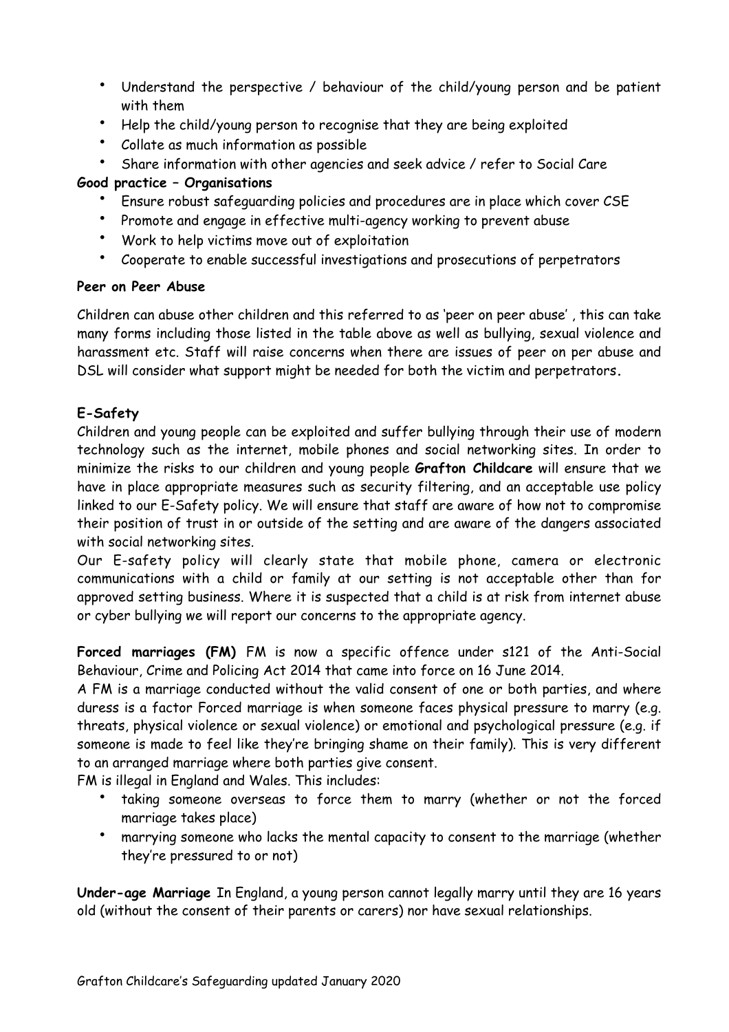- Understand the perspective / behaviour of the child/young person and be patient with them
- Help the child/young person to recognise that they are being exploited
- Collate as much information as possible
- Share information with other agencies and seek advice / refer to Social Care

**Good practice – Organisations**

- Ensure robust safeguarding policies and procedures are in place which cover CSE
- Promote and engage in effective multi-agency working to prevent abuse
- Work to help victims move out of exploitation
- Cooperate to enable successful investigations and prosecutions of perpetrators

**Peer on Peer Abuse**

Children can abuse other children and this referred to as 'peer on peer abuse' , this can take many forms including those listed in the table above as well as bullying, sexual violence and harassment etc. Staff will raise concerns when there are issues of peer on per abuse and DSL will consider what support might be needed for both the victim and perpetrators**.**

**E-Safety**

Children and young people can be exploited and suffer bullying through their use of modern technology such as the internet, mobile phones and social networking sites. In order to minimize the risks to our children and young people **Grafton Childcare** will ensure that we have in place appropriate measures such as security filtering, and an acceptable use policy linked to our E-Safety policy. We will ensure that staff are aware of how not to compromise their position of trust in or outside of the setting and are aware of the dangers associated with social networking sites.

Our E-safety policy will clearly state that mobile phone, camera or electronic communications with a child or family at our setting is not acceptable other than for approved setting business. Where it is suspected that a child is at risk from internet abuse or cyber bullying we will report our concerns to the appropriate agency.

**Forced marriages (FM)** FM is now a specific offence under s121 of the Anti-Social Behaviour, Crime and Policing Act 2014 that came into force on 16 June 2014.

A FM is a marriage conducted without the valid consent of one or both parties, and where duress is a factor Forced marriage is when someone faces physical pressure to marry (e.g. threats, physical violence or sexual violence) or emotional and psychological pressure (e.g. if someone is made to feel like they're bringing shame on their family). This is very different to an arranged marriage where both parties give consent.

FM is illegal in England and Wales. This includes:

- taking someone overseas to force them to marry (whether or not the forced marriage takes place)
- marrying someone who lacks the mental capacity to consent to the marriage (whether they're pressured to or not)

**Under-age Marriage** In England, a young person cannot legally marry until they are 16 years old (without the consent of their parents or carers) nor have sexual relationships.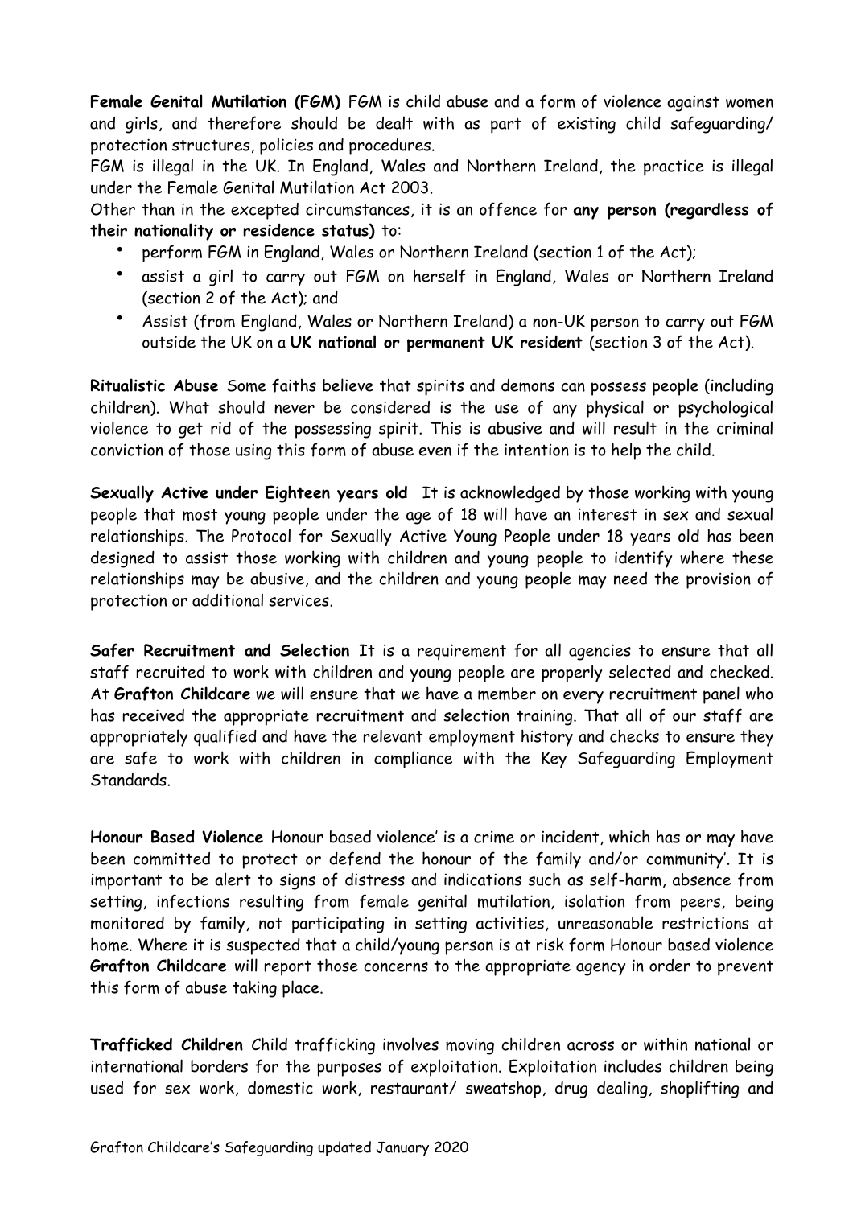**Female Genital Mutilation (FGM)** FGM is child abuse and a form of violence against women and girls, and therefore should be dealt with as part of existing child safeguarding/ protection structures, policies and procedures.

FGM is illegal in the UK. In England, Wales and Northern Ireland, the practice is illegal under the Female Genital Mutilation Act 2003.

Other than in the excepted circumstances, it is an offence for **any person (regardless of their nationality or residence status)** to:

- perform FGM in England, Wales or Northern Ireland (section 1 of the Act);
- assist a girl to carry out FGM on herself in England, Wales or Northern Ireland (section 2 of the Act); and
- Assist (from England, Wales or Northern Ireland) a non-UK person to carry out FGM outside the UK on a **UK national or permanent UK resident** (section 3 of the Act).

**Ritualistic Abuse** Some faiths believe that spirits and demons can possess people (including children). What should never be considered is the use of any physical or psychological violence to get rid of the possessing spirit. This is abusive and will result in the criminal conviction of those using this form of abuse even if the intention is to help the child.

**Sexually Active under Eighteen years old** It is acknowledged by those working with young people that most young people under the age of 18 will have an interest in sex and sexual relationships. The Protocol for Sexually Active Young People under 18 years old has been designed to assist those working with children and young people to identify where these relationships may be abusive, and the children and young people may need the provision of protection or additional services.

**Safer Recruitment and Selection** It is a requirement for all agencies to ensure that all staff recruited to work with children and young people are properly selected and checked. At **Grafton Childcare** we will ensure that we have a member on every recruitment panel who has received the appropriate recruitment and selection training. That all of our staff are appropriately qualified and have the relevant employment history and checks to ensure they are safe to work with children in compliance with the Key Safeguarding Employment Standards.

**Honour Based Violence** Honour based violence' is a crime or incident, which has or may have been committed to protect or defend the honour of the family and/or community'. It is important to be alert to signs of distress and indications such as self-harm, absence from setting, infections resulting from female genital mutilation, isolation from peers, being monitored by family, not participating in setting activities, unreasonable restrictions at home. Where it is suspected that a child/young person is at risk form Honour based violence **Grafton Childcare** will report those concerns to the appropriate agency in order to prevent this form of abuse taking place.

**Trafficked Children** Child trafficking involves moving children across or within national or international borders for the purposes of exploitation. Exploitation includes children being used for sex work, domestic work, restaurant/ sweatshop, drug dealing, shoplifting and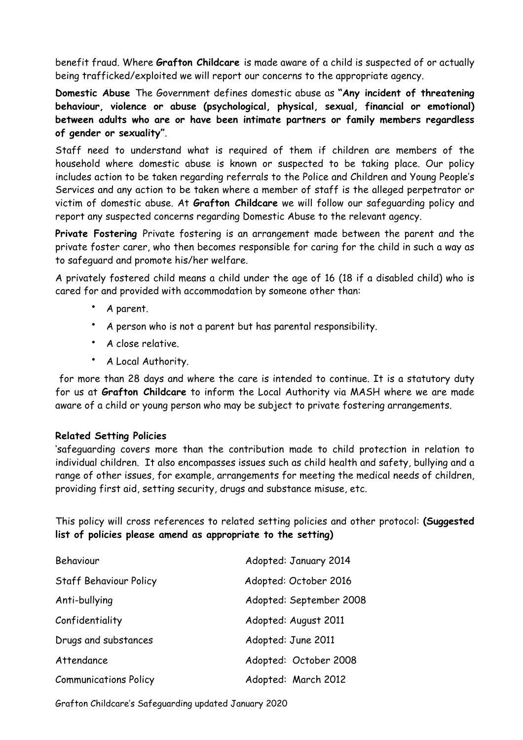benefit fraud. Where **Grafton Childcare** is made aware of a child is suspected of or actually being trafficked/exploited we will report our concerns to the appropriate agency.

**Domestic Abuse** The Government defines domestic abuse as **"Any incident of threatening behaviour, violence or abuse (psychological, physical, sexual, financial or emotional) between adults who are or have been intimate partners or family members regardless of gender or sexuality"**.

Staff need to understand what is required of them if children are members of the household where domestic abuse is known or suspected to be taking place. Our policy includes action to be taken regarding referrals to the Police and Children and Young People's Services and any action to be taken where a member of staff is the alleged perpetrator or victim of domestic abuse. At **Grafton Childcare** we will follow our safeguarding policy and report any suspected concerns regarding Domestic Abuse to the relevant agency.

**Private Fostering** Private fostering is an arrangement made between the parent and the private foster carer, who then becomes responsible for caring for the child in such a way as to safeguard and promote his/her welfare.

A privately fostered child means a child under the age of 16 (18 if a disabled child) who is cared for and provided with accommodation by someone other than:

- A parent.
- A person who is not a parent but has parental responsibility.
- A close relative.
- A Local Authority.

for more than 28 days and where the care is intended to continue. It is a statutory duty for us at **Grafton Childcare** to inform the Local Authority via MASH where we are made aware of a child or young person who may be subject to private fostering arrangements.

**Related Setting Policies**

'safeguarding covers more than the contribution made to child protection in relation to individual children. It also encompasses issues such as child health and safety, bullying and a range of other issues, for example, arrangements for meeting the medical needs of children, providing first aid, setting security, drugs and substance misuse, etc.

This policy will cross references to related setting policies and other protocol: **(Suggested list of policies please amend as appropriate to the setting)**

| | |
|---|---|
| Behaviour | Adopted: January 2014 |
| Staff Behaviour Policy | Adopted: October 2016 |
| Anti-bullying | Adopted: September 2008 |
| Confidentiality | Adopted: August 2011 |
| Drugs and substances | Adopted: June 2011 |
| Attendance | Adopted: October 2008 |
| Communications Policy | Adopted: March 2012 |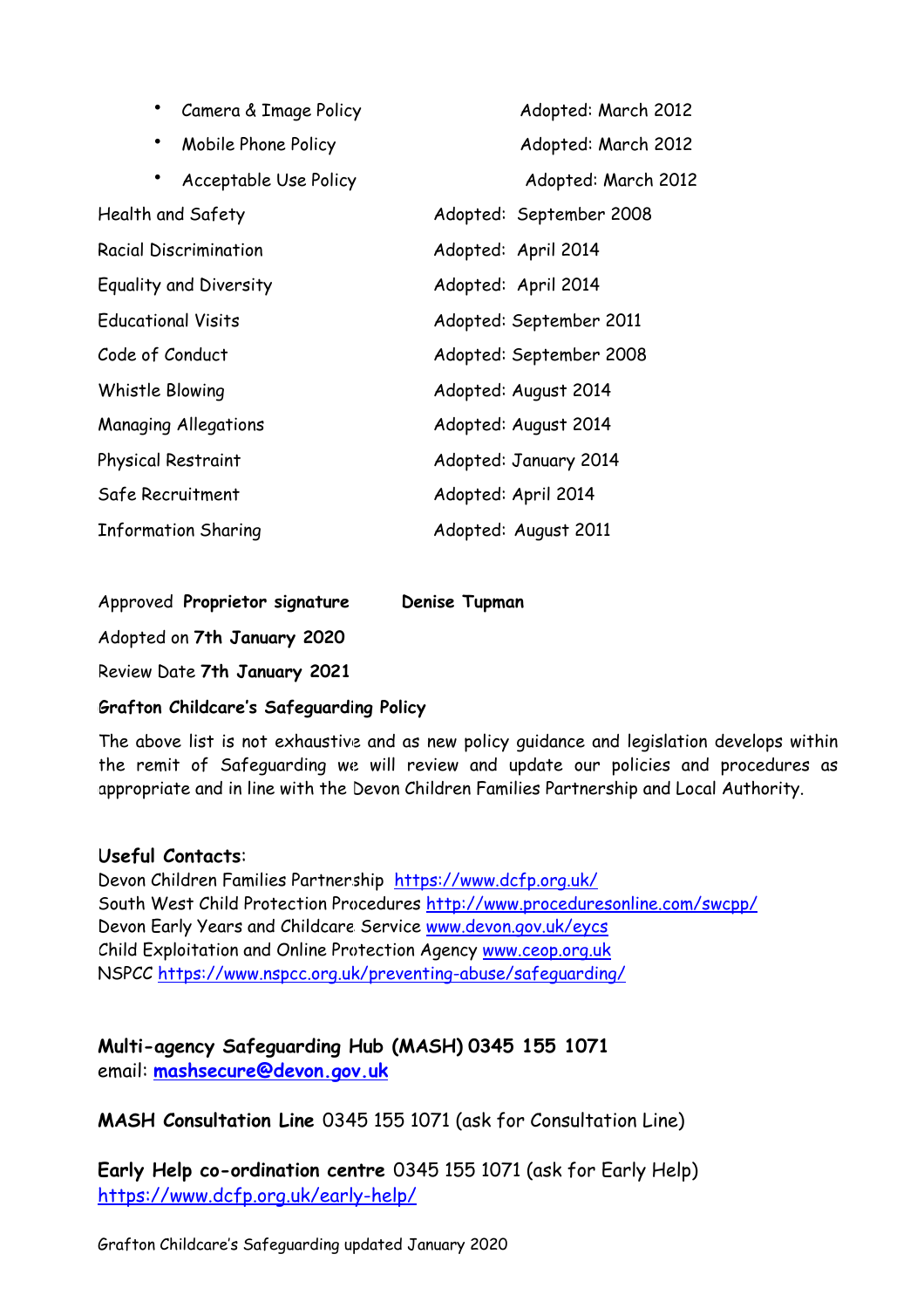- Camera & Image Policy — Adopted: March 2012
- Mobile Phone Policy — Adopted: March 2012
- Acceptable Use Policy — Adopted: March 2012

| | |
|---|---|
| Health and Safety | Adopted: September 2008 |
| Racial Discrimination | Adopted: April 2014 |
| Equality and Diversity | Adopted: April 2014 |
| Educational Visits | Adopted: September 2011 |
| Code of Conduct | Adopted: September 2008 |
| Whistle Blowing | Adopted: August 2014 |
| Managing Allegations | Adopted: August 2014 |
| Physical Restraint | Adopted: January 2014 |
| Safe Recruitment | Adopted: April 2014 |
| Information Sharing | Adopted: August 2011 |

Approved **Proprietor signature** **Denise Tupman**

Adopted on **7th January 2020**

Review Date **7th January 2021**

**Grafton Childcare's Safeguarding Policy**

The above list is not exhaustive and as new policy guidance and legislation develops within the remit of Safeguarding we will review and update our policies and procedures as appropriate and in line with the Devon Children Families Partnership and Local Authority.

**Useful Contacts**:

Devon Children Families Partnership https://www.dcfp.org.uk/
South West Child Protection Procedures http://www.proceduresonline.com/swcpp/
Devon Early Years and Childcare Service www.devon.gov.uk/eycs
Child Exploitation and Online Protection Agency www.ceop.org.uk
NSPCC https://www.nspcc.org.uk/preventing-abuse/safeguarding/

**Multi-agency Safeguarding Hub (MASH) 0345 155 1071**
email: **mashsecure@devon.gov.uk**

**MASH Consultation Line** 0345 155 1071 (ask for Consultation Line)

**Early Help co-ordination centre** 0345 155 1071 (ask for Early Help)
https://www.dcfp.org.uk/early-help/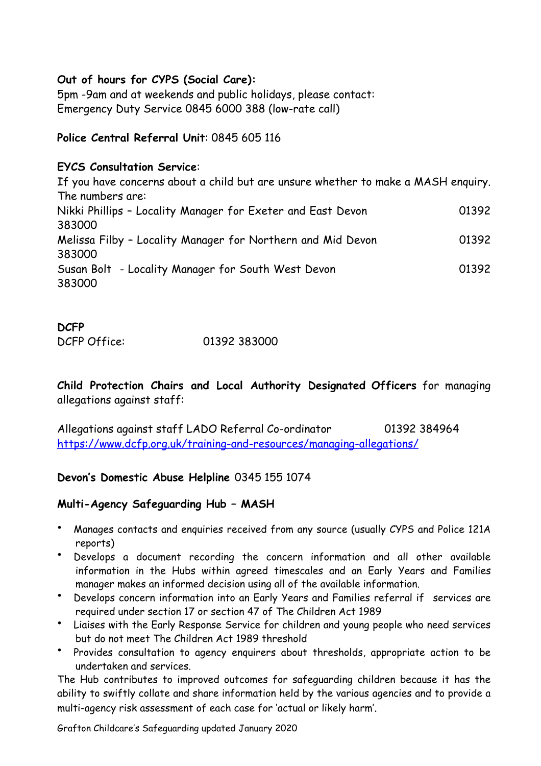**Out of hours for CYPS (Social Care):**
5pm -9am and at weekends and public holidays, please contact:
Emergency Duty Service 0845 6000 388 (low-rate call)

**Police Central Referral Unit**: 0845 605 116

**EYCS Consultation Service**:
If you have concerns about a child but are unsure whether to make a MASH enquiry. The numbers are:
Nikki Phillips – Locality Manager for Exeter and East Devon 01392 383000
Melissa Filby – Locality Manager for Northern and Mid Devon 01392 383000
Susan Bolt - Locality Manager for South West Devon 01392 383000

**DCFP**
DCFP Office: 01392 383000

**Child Protection Chairs and Local Authority Designated Officers** for managing allegations against staff:

Allegations against staff LADO Referral Co-ordinator 01392 384964
https://www.dcfp.org.uk/training-and-resources/managing-allegations/

**Devon's Domestic Abuse Helpline** 0345 155 1074

**Multi-Agency Safeguarding Hub – MASH**

- Manages contacts and enquiries received from any source (usually CYPS and Police 121A reports)
- Develops a document recording the concern information and all other available information in the Hubs within agreed timescales and an Early Years and Families manager makes an informed decision using all of the available information.
- Develops concern information into an Early Years and Families referral if services are required under section 17 or section 47 of The Children Act 1989
- Liaises with the Early Response Service for children and young people who need services but do not meet The Children Act 1989 threshold
- Provides consultation to agency enquirers about thresholds, appropriate action to be undertaken and services.

The Hub contributes to improved outcomes for safeguarding children because it has the ability to swiftly collate and share information held by the various agencies and to provide a multi-agency risk assessment of each case for 'actual or likely harm'.